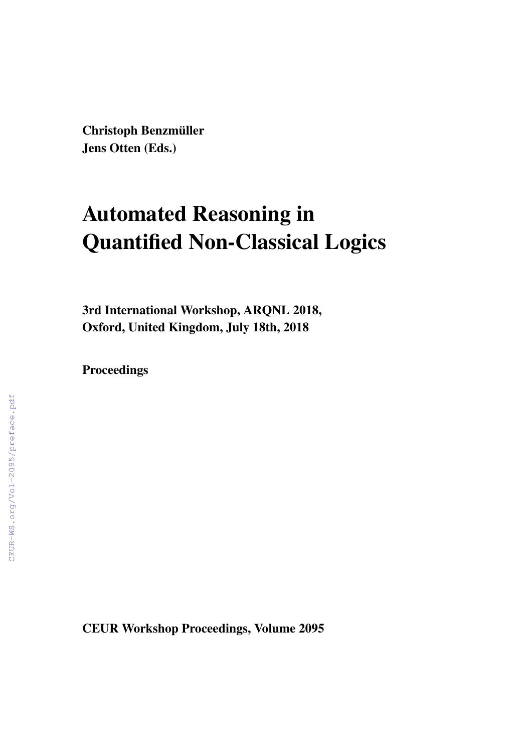**Christoph Benzmüller**
**Jens Otten (Eds.)**

# Automated Reasoning in Quantified Non-Classical Logics

**3rd International Workshop, ARQNL 2018,**
**Oxford, United Kingdom, July 18th, 2018**

**Proceedings**

**CEUR Workshop Proceedings, Volume 2095**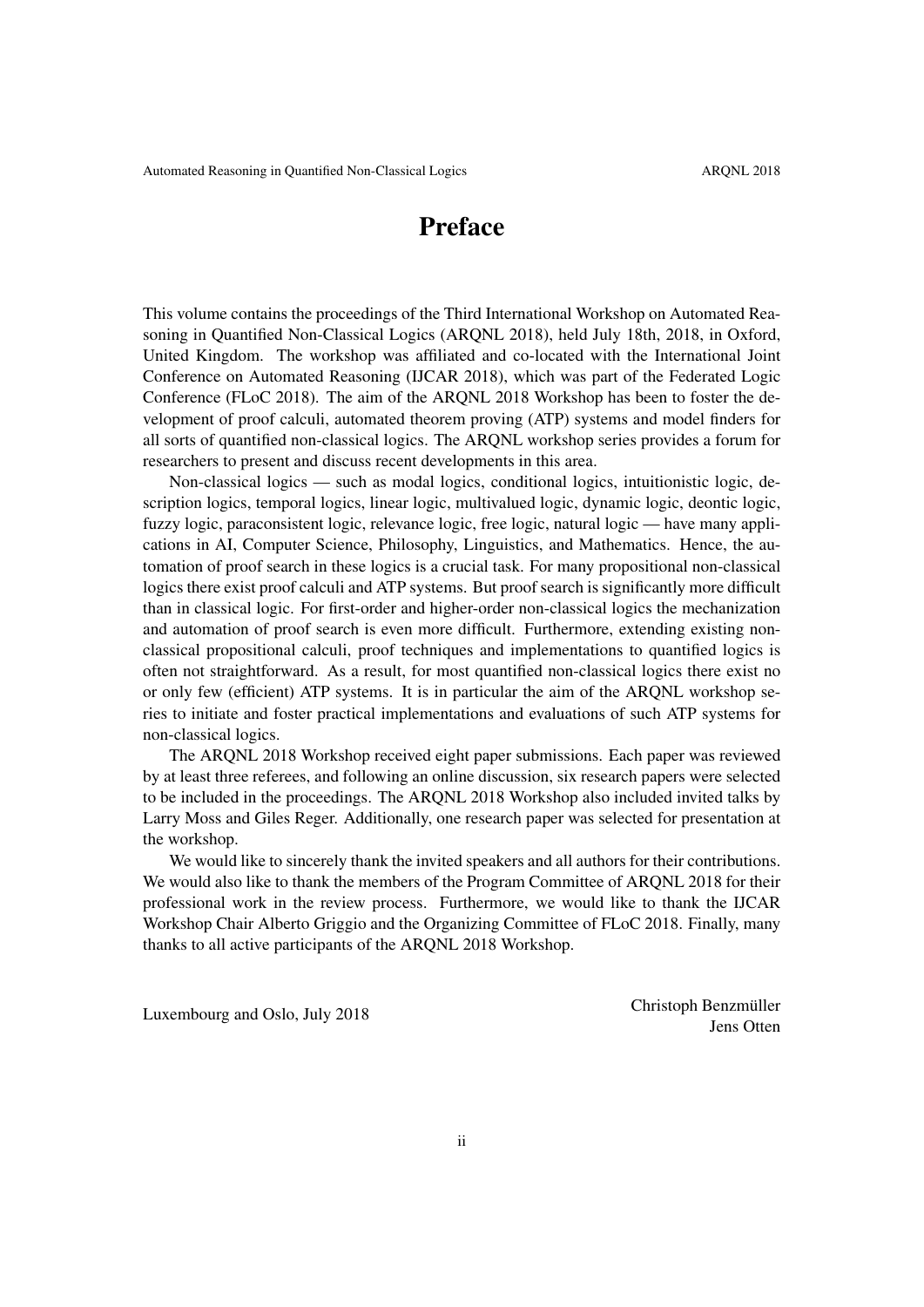# Preface

This volume contains the proceedings of the Third International Workshop on Automated Reasoning in Quantified Non-Classical Logics (ARQNL 2018), held July 18th, 2018, in Oxford, United Kingdom. The workshop was affiliated and co-located with the International Joint Conference on Automated Reasoning (IJCAR 2018), which was part of the Federated Logic Conference (FLoC 2018). The aim of the ARQNL 2018 Workshop has been to foster the development of proof calculi, automated theorem proving (ATP) systems and model finders for all sorts of quantified non-classical logics. The ARQNL workshop series provides a forum for researchers to present and discuss recent developments in this area.

Non-classical logics — such as modal logics, conditional logics, intuitionistic logic, description logics, temporal logics, linear logic, multivalued logic, dynamic logic, deontic logic, fuzzy logic, paraconsistent logic, relevance logic, free logic, natural logic — have many applications in AI, Computer Science, Philosophy, Linguistics, and Mathematics. Hence, the automation of proof search in these logics is a crucial task. For many propositional non-classical logics there exist proof calculi and ATP systems. But proof search is significantly more difficult than in classical logic. For first-order and higher-order non-classical logics the mechanization and automation of proof search is even more difficult. Furthermore, extending existing non-classical propositional calculi, proof techniques and implementations to quantified logics is often not straightforward. As a result, for most quantified non-classical logics there exist no or only few (efficient) ATP systems. It is in particular the aim of the ARQNL workshop series to initiate and foster practical implementations and evaluations of such ATP systems for non-classical logics.

The ARQNL 2018 Workshop received eight paper submissions. Each paper was reviewed by at least three referees, and following an online discussion, six research papers were selected to be included in the proceedings. The ARQNL 2018 Workshop also included invited talks by Larry Moss and Giles Reger. Additionally, one research paper was selected for presentation at the workshop.

We would like to sincerely thank the invited speakers and all authors for their contributions. We would also like to thank the members of the Program Committee of ARQNL 2018 for their professional work in the review process. Furthermore, we would like to thank the IJCAR Workshop Chair Alberto Griggio and the Organizing Committee of FLoC 2018. Finally, many thanks to all active participants of the ARQNL 2018 Workshop.

Luxembourg and Oslo, July 2018

Christoph Benzmüller
Jens Otten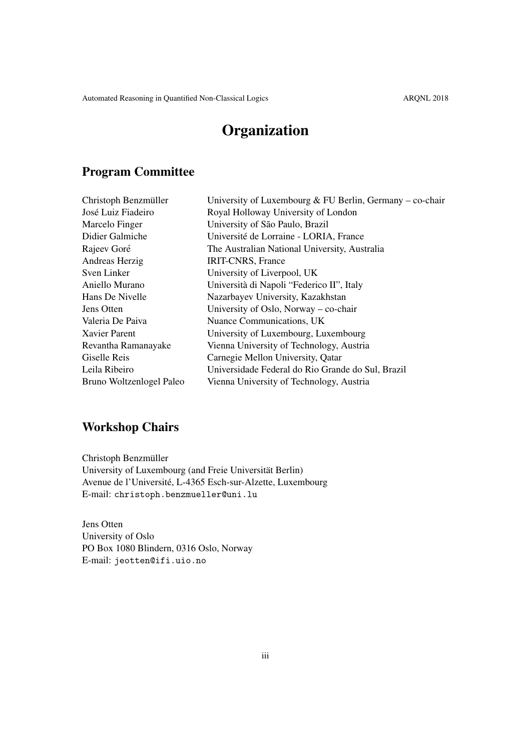# Organization

## Program Committee

| | |
|---|---|
| Christoph Benzmüller | University of Luxembourg & FU Berlin, Germany – co-chair |
| José Luiz Fiadeiro | Royal Holloway University of London |
| Marcelo Finger | University of São Paulo, Brazil |
| Didier Galmiche | Université de Lorraine - LORIA, France |
| Rajeev Goré | The Australian National University, Australia |
| Andreas Herzig | IRIT-CNRS, France |
| Sven Linker | University of Liverpool, UK |
| Aniello Murano | Università di Napoli "Federico II", Italy |
| Hans De Nivelle | Nazarbayev University, Kazakhstan |
| Jens Otten | University of Oslo, Norway – co-chair |
| Valeria De Paiva | Nuance Communications, UK |
| Xavier Parent | University of Luxembourg, Luxembourg |
| Revantha Ramanayake | Vienna University of Technology, Austria |
| Giselle Reis | Carnegie Mellon University, Qatar |
| Leila Ribeiro | Universidade Federal do Rio Grande do Sul, Brazil |
| Bruno Woltzenlogel Paleo | Vienna University of Technology, Austria |

## Workshop Chairs

Christoph Benzmüller
University of Luxembourg (and Freie Universität Berlin)
Avenue de l'Université, L-4365 Esch-sur-Alzette, Luxembourg
E-mail: `christoph.benzmueller@uni.lu`

Jens Otten
University of Oslo
PO Box 1080 Blindern, 0316 Oslo, Norway
E-mail: `jeotten@ifi.uio.no`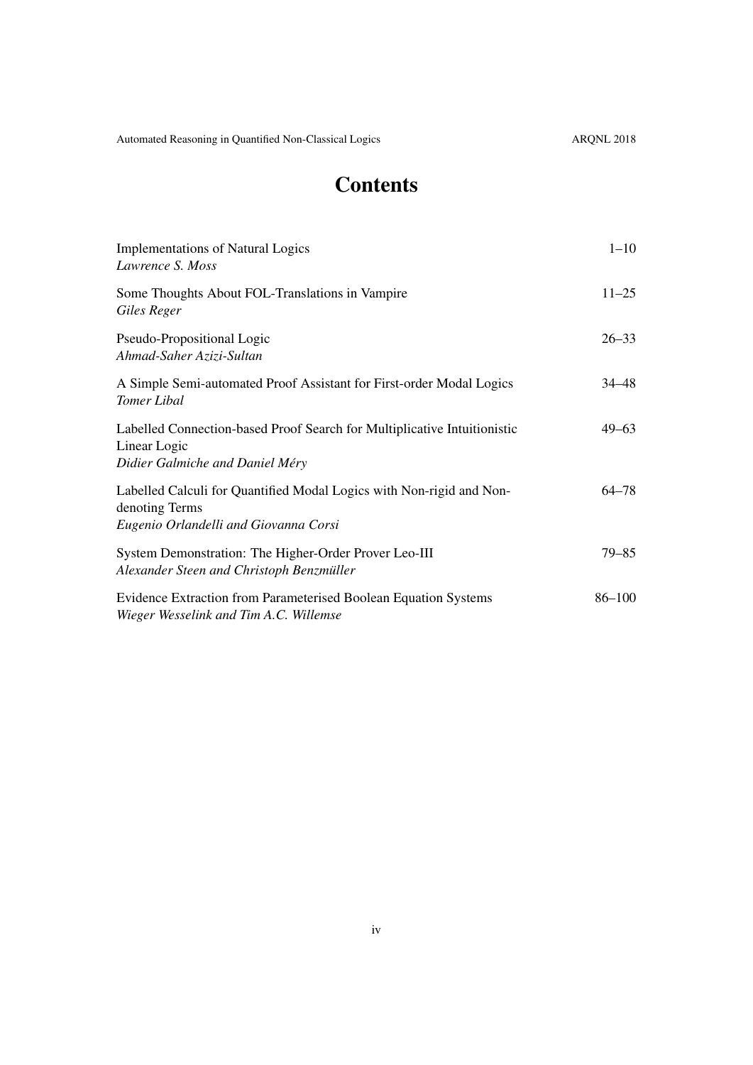# Contents

Implementations of Natural Logics — 1–10
*Lawrence S. Moss*

Some Thoughts About FOL-Translations in Vampire — 11–25
*Giles Reger*

Pseudo-Propositional Logic — 26–33
*Ahmad-Saher Azizi-Sultan*

A Simple Semi-automated Proof Assistant for First-order Modal Logics — 34–48
*Tomer Libal*

Labelled Connection-based Proof Search for Multiplicative Intuitionistic Linear Logic — 49–63
*Didier Galmiche and Daniel Méry*

Labelled Calculi for Quantified Modal Logics with Non-rigid and Non-denoting Terms — 64–78
*Eugenio Orlandelli and Giovanna Corsi*

System Demonstration: The Higher-Order Prover Leo-III — 79–85
*Alexander Steen and Christoph Benzmüller*

Evidence Extraction from Parameterised Boolean Equation Systems — 86–100
*Wieger Wesselink and Tim A.C. Willemse*